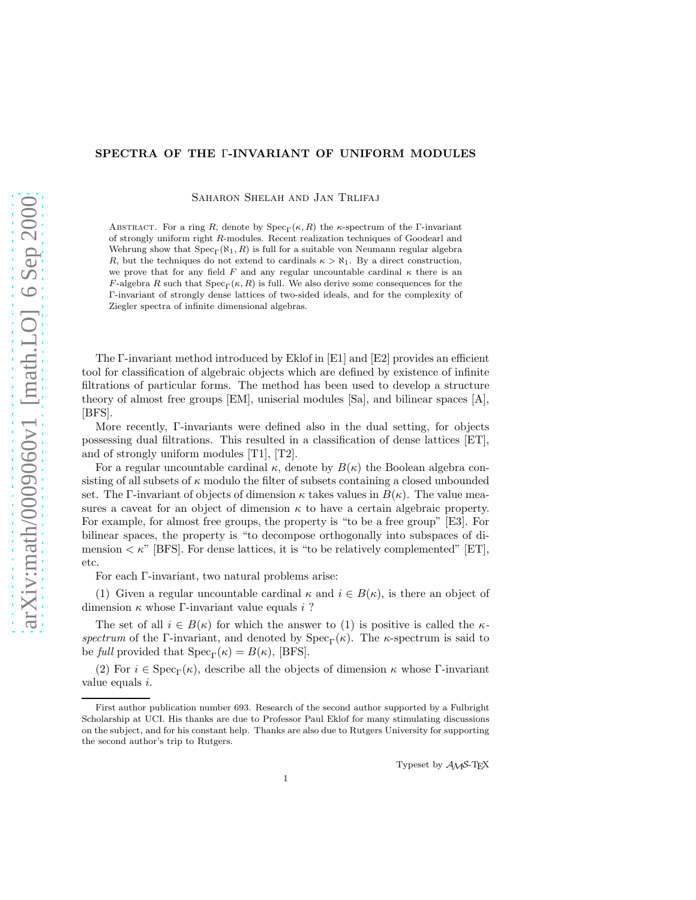# SPECTRA OF THE Γ-INVARIANT OF UNIFORM MODULES

Saharon Shelah and Jan Trlifaj

Abstract. For a ring $R$, denote by $\mathrm{Spec}_\Gamma(\kappa, R)$ the $\kappa$-spectrum of the Γ-invariant of strongly uniform right $R$-modules. Recent realization techniques of Goodearl and Wehrung show that $\mathrm{Spec}_\Gamma(\aleph_1, R)$ is full for a suitable von Neumann regular algebra $R$, but the techniques do not extend to cardinals $\kappa > \aleph_1$. By a direct construction, we prove that for any field $F$ and any regular uncountable cardinal $\kappa$ there is an $F$-algebra $R$ such that $\mathrm{Spec}_\Gamma(\kappa, R)$ is full. We also derive some consequences for the Γ-invariant of strongly dense lattices of two-sided ideals, and for the complexity of Ziegler spectra of infinite dimensional algebras.

The Γ-invariant method introduced by Eklof in [E1] and [E2] provides an efficient tool for classification of algebraic objects which are defined by existence of infinite filtrations of particular forms. The method has been used to develop a structure theory of almost free groups [EM], uniserial modules [Sa], and bilinear spaces [A], [BFS].

More recently, Γ-invariants were defined also in the dual setting, for objects possessing dual filtrations. This resulted in a classification of dense lattices [ET], and of strongly uniform modules [T1], [T2].

For a regular uncountable cardinal $\kappa$, denote by $B(\kappa)$ the Boolean algebra consisting of all subsets of $\kappa$ modulo the filter of subsets containing a closed unbounded set. The Γ-invariant of objects of dimension $\kappa$ takes values in $B(\kappa)$. The value measures a caveat for an object of dimension $\kappa$ to have a certain algebraic property. For example, for almost free groups, the property is "to be a free group" [E3]. For bilinear spaces, the property is "to decompose orthogonally into subspaces of dimension $< \kappa$" [BFS]. For dense lattices, it is "to be relatively complemented" [ET], etc.

For each Γ-invariant, two natural problems arise:

(1) Given a regular uncountable cardinal $\kappa$ and $i \in B(\kappa)$, is there an object of dimension $\kappa$ whose Γ-invariant value equals $i$ ?

The set of all $i \in B(\kappa)$ for which the answer to (1) is positive is called the *$\kappa$-spectrum* of the Γ-invariant, and denoted by $\mathrm{Spec}_\Gamma(\kappa)$. The $\kappa$-spectrum is said to be *full* provided that $\mathrm{Spec}_\Gamma(\kappa) = B(\kappa)$, [BFS].

(2) For $i \in \mathrm{Spec}_\Gamma(\kappa)$, describe all the objects of dimension $\kappa$ whose Γ-invariant value equals $i$.

---

First author publication number 693. Research of the second author supported by a Fulbright Scholarship at UCI. His thanks are due to Professor Paul Eklof for many stimulating discussions on the subject, and for his constant help. Thanks are also due to Rutgers University for supporting the second author's trip to Rutgers.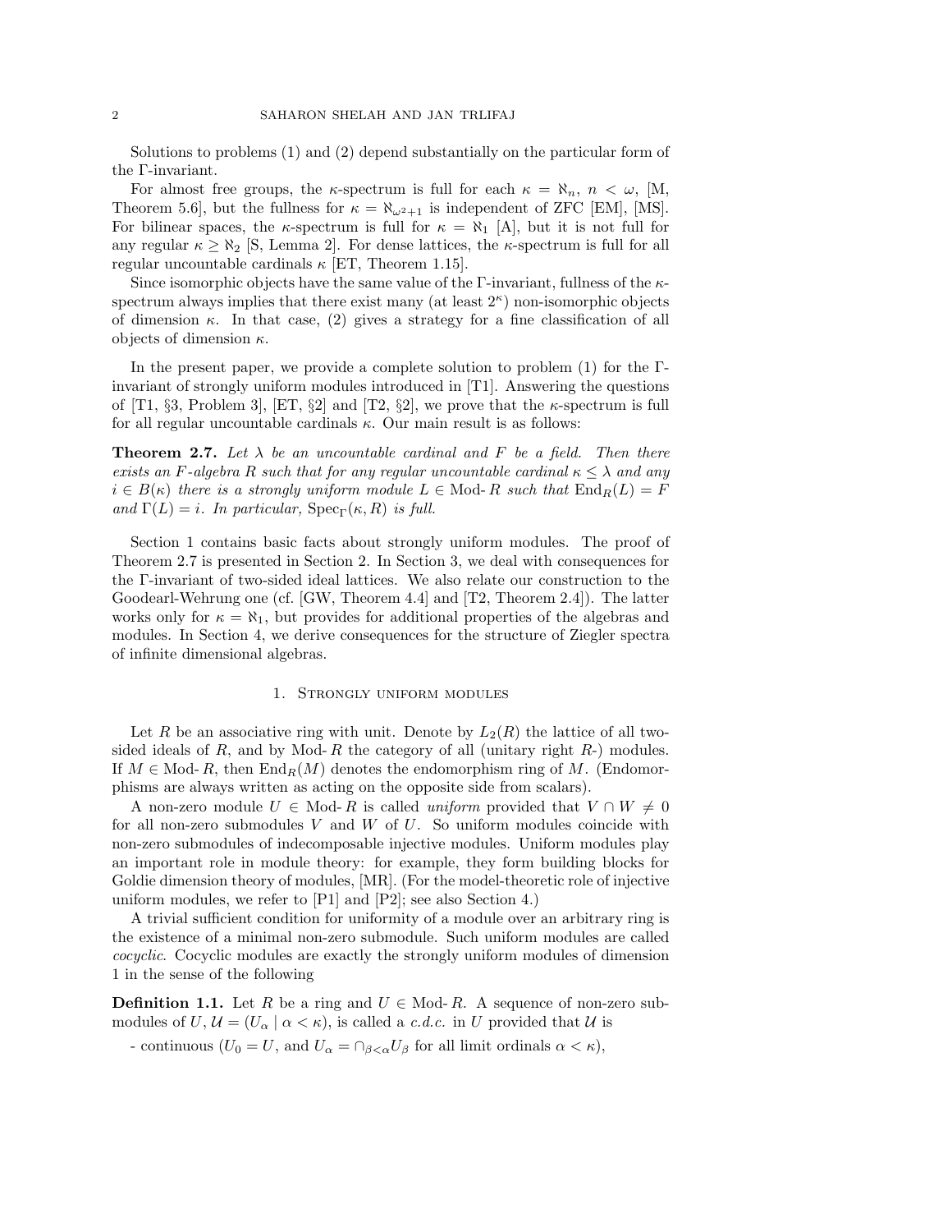Solutions to problems (1) and (2) depend substantially on the particular form of the Γ-invariant.

For almost free groups, the $\kappa$-spectrum is full for each $\kappa = \aleph_n$, $n < \omega$, [M, Theorem 5.6], but the fullness for $\kappa = \aleph_{\omega^2+1}$ is independent of ZFC [EM], [MS]. For bilinear spaces, the $\kappa$-spectrum is full for $\kappa = \aleph_1$ [A], but it is not full for any regular $\kappa \geq \aleph_2$ [S, Lemma 2]. For dense lattices, the $\kappa$-spectrum is full for all regular uncountable cardinals $\kappa$ [ET, Theorem 1.15].

Since isomorphic objects have the same value of the Γ-invariant, fullness of the $\kappa$-spectrum always implies that there exist many (at least $2^\kappa$) non-isomorphic objects of dimension $\kappa$. In that case, (2) gives a strategy for a fine classification of all objects of dimension $\kappa$.

In the present paper, we provide a complete solution to problem (1) for the Γ-invariant of strongly uniform modules introduced in [T1]. Answering the questions of [T1, §3, Problem 3], [ET, §2] and [T2, §2], we prove that the $\kappa$-spectrum is full for all regular uncountable cardinals $\kappa$. Our main result is as follows:

**Theorem 2.7.** *Let $\lambda$ be an uncountable cardinal and $F$ be a field. Then there exists an $F$-algebra $R$ such that for any regular uncountable cardinal $\kappa \leq \lambda$ and any $i \in B(\kappa)$ there is a strongly uniform module $L \in$ Mod-$R$ such that $\operatorname{End}_R(L) = F$ and $\Gamma(L) = i$. In particular, $\operatorname{Spec}_\Gamma(\kappa, R)$ is full.*

Section 1 contains basic facts about strongly uniform modules. The proof of Theorem 2.7 is presented in Section 2. In Section 3, we deal with consequences for the Γ-invariant of two-sided ideal lattices. We also relate our construction to the Goodearl-Wehrung one (cf. [GW, Theorem 4.4] and [T2, Theorem 2.4]). The latter works only for $\kappa = \aleph_1$, but provides for additional properties of the algebras and modules. In Section 4, we derive consequences for the structure of Ziegler spectra of infinite dimensional algebras.

## 1. Strongly uniform modules

Let $R$ be an associative ring with unit. Denote by $L_2(R)$ the lattice of all two-sided ideals of $R$, and by Mod-$R$ the category of all (unitary right $R$-) modules. If $M \in$ Mod-$R$, then $\operatorname{End}_R(M)$ denotes the endomorphism ring of $M$. (Endomorphisms are always written as acting on the opposite side from scalars).

A non-zero module $U \in$ Mod-$R$ is called *uniform* provided that $V \cap W \neq 0$ for all non-zero submodules $V$ and $W$ of $U$. So uniform modules coincide with non-zero submodules of indecomposable injective modules. Uniform modules play an important role in module theory: for example, they form building blocks for Goldie dimension theory of modules, [MR]. (For the model-theoretic role of injective uniform modules, we refer to [P1] and [P2]; see also Section 4.)

A trivial sufficient condition for uniformity of a module over an arbitrary ring is the existence of a minimal non-zero submodule. Such uniform modules are called *cocyclic*. Cocyclic modules are exactly the strongly uniform modules of dimension 1 in the sense of the following

**Definition 1.1.** Let $R$ be a ring and $U \in$ Mod-$R$. A sequence of non-zero submodules of $U$, $\mathcal{U} = (U_\alpha \mid \alpha < \kappa)$, is called a *c.d.c.* in $U$ provided that $\mathcal{U}$ is

- continuous ($U_0 = U$, and $U_\alpha = \cap_{\beta<\alpha} U_\beta$ for all limit ordinals $\alpha < \kappa$),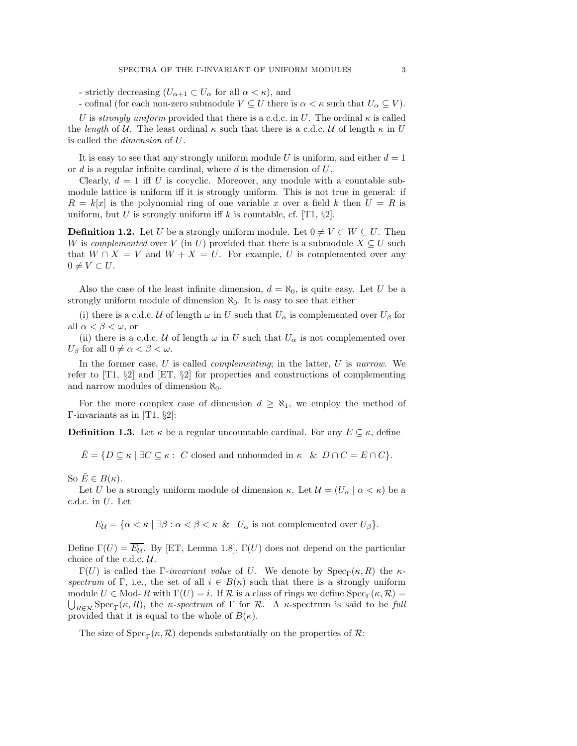- strictly decreasing ($U_{\alpha+1} \subset U_\alpha$ for all $\alpha < \kappa$), and

- cofinal (for each non-zero submodule $V \subseteq U$ there is $\alpha < \kappa$ such that $U_\alpha \subseteq V$).

$U$ is *strongly uniform* provided that there is a c.d.c. in $U$. The ordinal $\kappa$ is called the *length* of $\mathcal{U}$. The least ordinal $\kappa$ such that there is a c.d.c. $\mathcal{U}$ of length $\kappa$ in $U$ is called the *dimension* of $U$.

It is easy to see that any strongly uniform module $U$ is uniform, and either $d = 1$ or $d$ is a regular infinite cardinal, where $d$ is the dimension of $U$.

Clearly, $d = 1$ iff $U$ is cocyclic. Moreover, any module with a countable submodule lattice is uniform iff it is strongly uniform. This is not true in general: if $R = k[x]$ is the polynomial ring of one variable $x$ over a field $k$ then $U = R$ is uniform, but $U$ is strongly uniform iff $k$ is countable, cf. [T1, §2].

**Definition 1.2.** Let $U$ be a strongly uniform module. Let $0 \neq V \subset W \subseteq U$. Then $W$ is *complemented* over $V$ (in $U$) provided that there is a submodule $X \subseteq U$ such that $W \cap X = V$ and $W + X = U$. For example, $U$ is complemented over any $0 \neq V \subset U$.

Also the case of the least infinite dimension, $d = \aleph_0$, is quite easy. Let $U$ be a strongly uniform module of dimension $\aleph_0$. It is easy to see that either

(i) there is a c.d.c. $\mathcal{U}$ of length $\omega$ in $U$ such that $U_\alpha$ is complemented over $U_\beta$ for all $\alpha < \beta < \omega$, or

(ii) there is a c.d.c. $\mathcal{U}$ of length $\omega$ in $U$ such that $U_\alpha$ is not complemented over $U_\beta$ for all $0 \neq \alpha < \beta < \omega$.

In the former case, $U$ is called *complementing*; in the latter, $U$ is *narrow*. We refer to [T1, §2] and [ET, §2] for properties and constructions of complementing and narrow modules of dimension $\aleph_0$.

For the more complex case of dimension $d \geq \aleph_1$, we employ the method of $\Gamma$-invariants as in [T1, §2]:

**Definition 1.3.** Let $\kappa$ be a regular uncountable cardinal. For any $E \subseteq \kappa$, define

$$\bar{E} = \{D \subseteq \kappa \mid \exists C \subseteq \kappa : \ C \text{ closed and unbounded in } \kappa \ \ \& \ \ D \cap C = E \cap C\}.$$

So $\bar{E} \in B(\kappa)$.

Let $U$ be a strongly uniform module of dimension $\kappa$. Let $\mathcal{U} = (U_\alpha \mid \alpha < \kappa)$ be a c.d.c. in $U$. Let

$$E_{\mathcal{U}} = \{\alpha < \kappa \mid \exists \beta : \alpha < \beta < \kappa \ \ \& \ \ U_\alpha \text{ is not complemented over } U_\beta\}.$$

Define $\Gamma(U) = \overline{E_{\mathcal{U}}}$. By [ET, Lemma 1.8], $\Gamma(U)$ does not depend on the particular choice of the c.d.c. $\mathcal{U}$.

$\Gamma(U)$ is called the $\Gamma$-*invariant value* of $U$. We denote by $\operatorname{Spec}_\Gamma(\kappa, R)$ the $\kappa$-*spectrum* of $\Gamma$, i.e., the set of all $i \in B(\kappa)$ such that there is a strongly uniform module $U \in \text{Mod-}R$ with $\Gamma(U) = i$. If $\mathcal{R}$ is a class of rings we define $\operatorname{Spec}_\Gamma(\kappa, \mathcal{R}) = \bigcup_{R \in \mathcal{R}} \operatorname{Spec}_\Gamma(\kappa, R)$, the $\kappa$-*spectrum* of $\Gamma$ for $\mathcal{R}$. A $\kappa$-spectrum is said to be *full* provided that it is equal to the whole of $B(\kappa)$.

The size of $\operatorname{Spec}_\Gamma(\kappa, \mathcal{R})$ depends substantially on the properties of $\mathcal{R}$: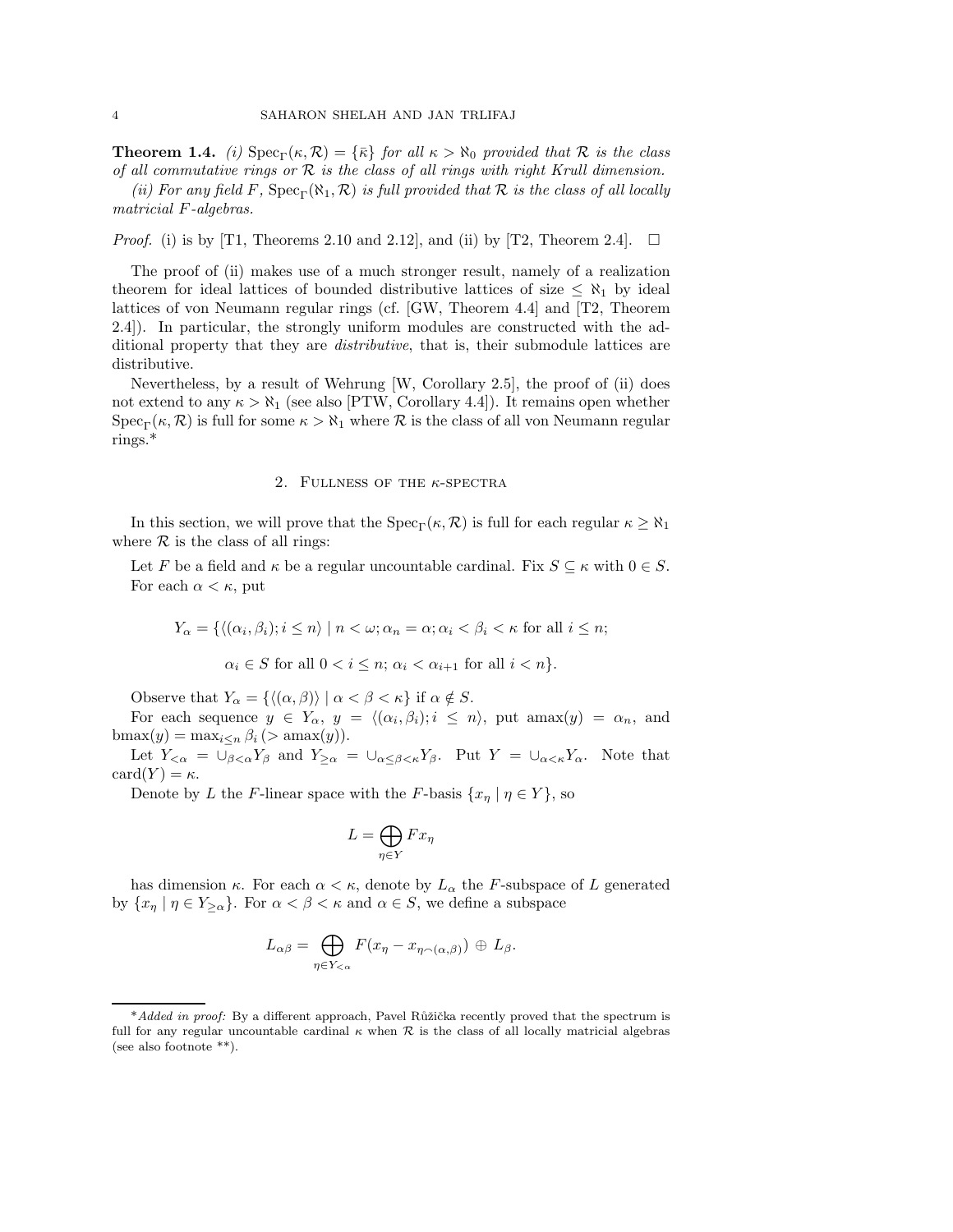**Theorem 1.4.** *(i)* $\operatorname{Spec}_\Gamma(\kappa, \mathcal{R}) = \{\bar{\kappa}\}$ *for all* $\kappa > \aleph_0$ *provided that* $\mathcal{R}$ *is the class of all commutative rings or* $\mathcal{R}$ *is the class of all rings with right Krull dimension.*

*(ii) For any field* $F$, $\operatorname{Spec}_\Gamma(\aleph_1, \mathcal{R})$ *is full provided that* $\mathcal{R}$ *is the class of all locally matricial* $F$*-algebras.*

*Proof.* (i) is by [T1, Theorems 2.10 and 2.12], and (ii) by [T2, Theorem 2.4]. □

The proof of (ii) makes use of a much stronger result, namely of a realization theorem for ideal lattices of bounded distributive lattices of size $\leq \aleph_1$ by ideal lattices of von Neumann regular rings (cf. [GW, Theorem 4.4] and [T2, Theorem 2.4]). In particular, the strongly uniform modules are constructed with the additional property that they are *distributive*, that is, their submodule lattices are distributive.

Nevertheless, by a result of Wehrung [W, Corollary 2.5], the proof of (ii) does not extend to any $\kappa > \aleph_1$ (see also [PTW, Corollary 4.4]). It remains open whether $\operatorname{Spec}_\Gamma(\kappa, \mathcal{R})$ is full for some $\kappa > \aleph_1$ where $\mathcal{R}$ is the class of all von Neumann regular rings.*

## 2. Fullness of the $\kappa$-spectra

In this section, we will prove that the $\operatorname{Spec}_\Gamma(\kappa, \mathcal{R})$ is full for each regular $\kappa \geq \aleph_1$ where $\mathcal{R}$ is the class of all rings:

Let $F$ be a field and $\kappa$ be a regular uncountable cardinal. Fix $S \subseteq \kappa$ with $0 \in S$. For each $\alpha < \kappa$, put

$$Y_\alpha = \{\langle(\alpha_i, \beta_i); i \leq n\rangle \mid n < \omega; \alpha_n = \alpha; \alpha_i < \beta_i < \kappa \text{ for all } i \leq n;$$

$$\alpha_i \in S \text{ for all } 0 < i \leq n; \alpha_i < \alpha_{i+1} \text{ for all } i < n\}.$$

Observe that $Y_\alpha = \{\langle(\alpha, \beta)\rangle \mid \alpha < \beta < \kappa\}$ if $\alpha \notin S$.

For each sequence $y \in Y_\alpha$, $y = \langle(\alpha_i, \beta_i); i \leq n\rangle$, put $\operatorname{amax}(y) = \alpha_n$, and $\operatorname{bmax}(y) = \max_{i \leq n} \beta_i \,(> \operatorname{amax}(y))$.

Let $Y_{<\alpha} = \cup_{\beta < \alpha} Y_\beta$ and $Y_{\geq \alpha} = \cup_{\alpha \leq \beta < \kappa} Y_\beta$. Put $Y = \cup_{\alpha < \kappa} Y_\alpha$. Note that $\operatorname{card}(Y) = \kappa$.

Denote by $L$ the $F$-linear space with the $F$-basis $\{x_\eta \mid \eta \in Y\}$, so

$$L = \bigoplus_{\eta \in Y} F x_\eta$$

has dimension $\kappa$. For each $\alpha < \kappa$, denote by $L_\alpha$ the $F$-subspace of $L$ generated by $\{x_\eta \mid \eta \in Y_{\geq \alpha}\}$. For $\alpha < \beta < \kappa$ and $\alpha \in S$, we define a subspace

$$L_{\alpha\beta} = \bigoplus_{\eta \in Y_{<\alpha}} F(x_\eta - x_{\eta \frown (\alpha, \beta)}) \oplus L_\beta.$$

*\*Added in proof:* By a different approach, Pavel Růžička recently proved that the spectrum is full for any regular uncountable cardinal $\kappa$ when $\mathcal{R}$ is the class of all locally matricial algebras (see also footnote \*\*).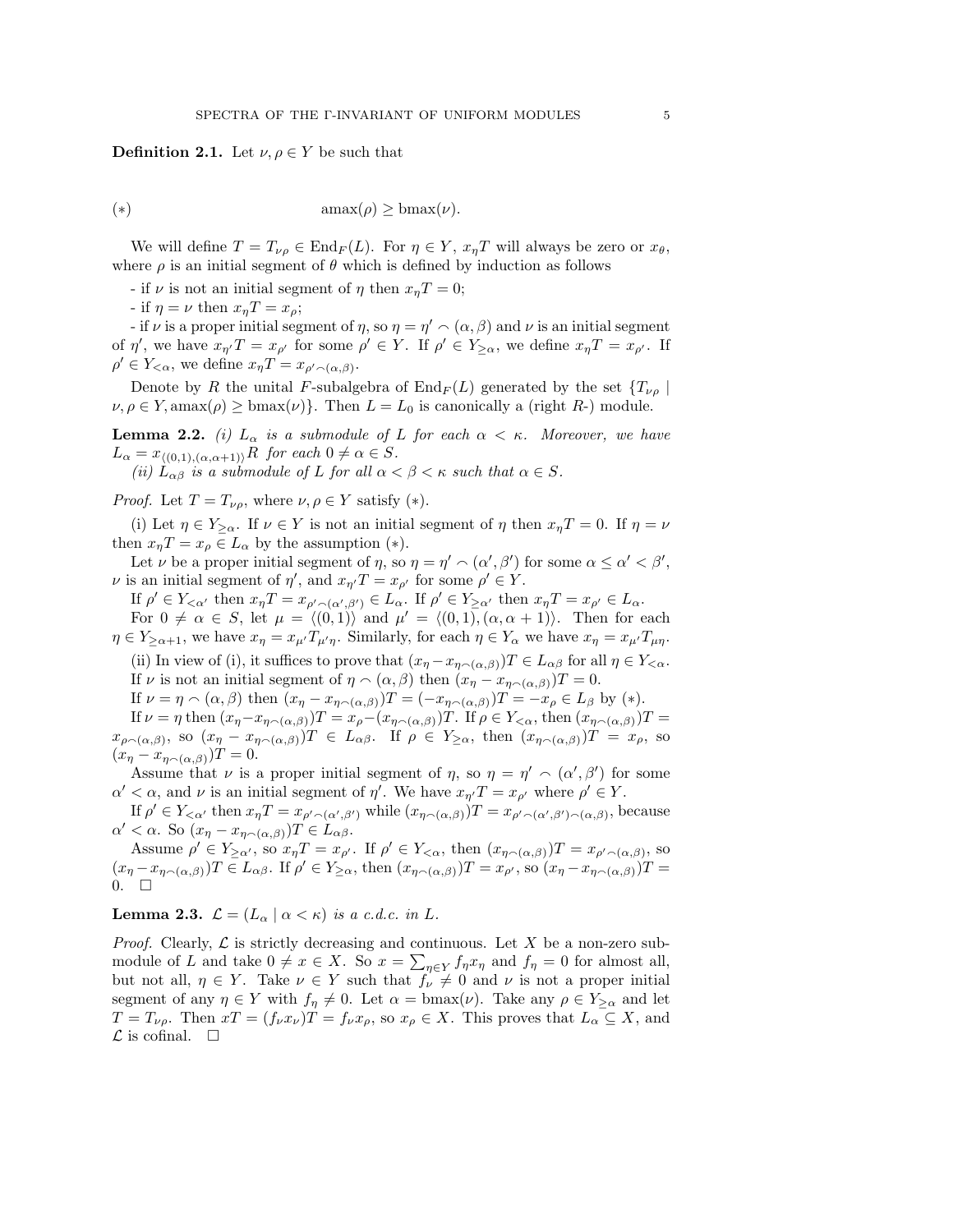**Definition 2.1.** Let $\nu, \rho \in Y$ be such that

$$(*) \qquad \operatorname{amax}(\rho) \geq \operatorname{bmax}(\nu).$$

We will define $T = T_{\nu\rho} \in \operatorname{End}_F(L)$. For $\eta \in Y$, $x_\eta T$ will always be zero or $x_\theta$, where $\rho$ is an initial segment of $\theta$ which is defined by induction as follows

- if $\nu$ is not an initial segment of $\eta$ then $x_\eta T = 0$;

- if $\eta = \nu$ then $x_\eta T = x_\rho$;

- if $\nu$ is a proper initial segment of $\eta$, so $\eta = \eta' \frown (\alpha, \beta)$ and $\nu$ is an initial segment of $\eta'$, we have $x_{\eta'} T = x_{\rho'}$ for some $\rho' \in Y$. If $\rho' \in Y_{\geq\alpha}$, we define $x_\eta T = x_{\rho'}$. If $\rho' \in Y_{<\alpha}$, we define $x_\eta T = x_{\rho' \frown (\alpha,\beta)}$.

Denote by $R$ the unital $F$-subalgebra of $\operatorname{End}_F(L)$ generated by the set $\{T_{\nu\rho} \mid \nu, \rho \in Y, \operatorname{amax}(\rho) \geq \operatorname{bmax}(\nu)\}$. Then $L = L_0$ is canonically a (right $R$-) module.

**Lemma 2.2.** *(i) $L_\alpha$ is a submodule of $L$ for each $\alpha < \kappa$. Moreover, we have $L_\alpha = x_{\langle(0,1),(\alpha,\alpha+1)\rangle} R$ for each $0 \neq \alpha \in S$.*

*(ii) $L_{\alpha\beta}$ is a submodule of $L$ for all $\alpha < \beta < \kappa$ such that $\alpha \in S$.*

*Proof.* Let $T = T_{\nu\rho}$, where $\nu, \rho \in Y$ satisfy $(*)$.

(i) Let $\eta \in Y_{\geq\alpha}$. If $\nu \in Y$ is not an initial segment of $\eta$ then $x_\eta T = 0$. If $\eta = \nu$ then $x_\eta T = x_\rho \in L_\alpha$ by the assumption $(*)$.

Let $\nu$ be a proper initial segment of $\eta$, so $\eta = \eta' \frown (\alpha', \beta')$ for some $\alpha \leq \alpha' < \beta'$, $\nu$ is an initial segment of $\eta'$, and $x_{\eta'} T = x_{\rho'}$ for some $\rho' \in Y$.

If $\rho' \in Y_{<\alpha'}$ then $x_\eta T = x_{\rho' \frown (\alpha', \beta')} \in L_\alpha$. If $\rho' \in Y_{\geq\alpha'}$ then $x_\eta T = x_{\rho'} \in L_\alpha$.

For $0 \neq \alpha \in S$, let $\mu = \langle(0,1)\rangle$ and $\mu' = \langle(0,1),(\alpha,\alpha+1)\rangle$. Then for each $\eta \in Y_{\geq\alpha+1}$, we have $x_\eta = x_{\mu'} T_{\mu'\eta}$. Similarly, for each $\eta \in Y_\alpha$ we have $x_\eta = x_{\mu'} T_{\mu\eta}$.

(ii) In view of (i), it suffices to prove that $(x_\eta - x_{\eta\frown(\alpha,\beta)})T \in L_{\alpha\beta}$ for all $\eta \in Y_{<\alpha}$.

If $\nu$ is not an initial segment of $\eta \frown (\alpha, \beta)$ then $(x_\eta - x_{\eta\frown(\alpha,\beta)})T = 0$.

If $\nu = \eta \frown (\alpha, \beta)$ then $(x_\eta - x_{\eta\frown(\alpha,\beta)})T = (-x_{\eta\frown(\alpha,\beta)})T = -x_\rho \in L_\beta$ by $(*)$.

If $\nu = \eta$ then $(x_\eta - x_{\eta\frown(\alpha,\beta)})T = x_\rho - (x_{\eta\frown(\alpha,\beta)})T$. If $\rho \in Y_{<\alpha}$, then $(x_{\eta\frown(\alpha,\beta)})T = x_{\rho\frown(\alpha,\beta)}$, so $(x_\eta - x_{\eta\frown(\alpha,\beta)})T \in L_{\alpha\beta}$. If $\rho \in Y_{\geq\alpha}$, then $(x_{\eta\frown(\alpha,\beta)})T = x_\rho$, so $(x_\eta - x_{\eta\frown(\alpha,\beta)})T = 0$.

Assume that $\nu$ is a proper initial segment of $\eta$, so $\eta = \eta' \frown (\alpha', \beta')$ for some $\alpha' < \alpha$, and $\nu$ is an initial segment of $\eta'$. We have $x_{\eta'} T = x_{\rho'}$ where $\rho' \in Y$.

If $\rho' \in Y_{<\alpha'}$ then $x_\eta T = x_{\rho'\frown(\alpha',\beta')}$ while $(x_{\eta\frown(\alpha,\beta)})T = x_{\rho'\frown(\alpha',\beta')\frown(\alpha,\beta)}$, because $\alpha' < \alpha$. So $(x_\eta - x_{\eta\frown(\alpha,\beta)})T \in L_{\alpha\beta}$.

Assume $\rho' \in Y_{\geq\alpha'}$, so $x_\eta T = x_{\rho'}$. If $\rho' \in Y_{<\alpha}$, then $(x_{\eta\frown(\alpha,\beta)})T = x_{\rho'\frown(\alpha,\beta)}$, so $(x_\eta - x_{\eta\frown(\alpha,\beta)})T \in L_{\alpha\beta}$. If $\rho' \in Y_{\geq\alpha}$, then $(x_{\eta\frown(\alpha,\beta)})T = x_{\rho'}$, so $(x_\eta - x_{\eta\frown(\alpha,\beta)})T = 0$. $\square$

**Lemma 2.3.** *$\mathcal{L} = (L_\alpha \mid \alpha < \kappa)$ is a c.d.c. in $L$.*

*Proof.* Clearly, $\mathcal{L}$ is strictly decreasing and continuous. Let $X$ be a non-zero submodule of $L$ and take $0 \neq x \in X$. So $x = \sum_{\eta \in Y} f_\eta x_\eta$ and $f_\eta = 0$ for almost all, but not all, $\eta \in Y$. Take $\nu \in Y$ such that $f_\nu \neq 0$ and $\nu$ is not a proper initial segment of any $\eta \in Y$ with $f_\eta \neq 0$. Let $\alpha = \operatorname{bmax}(\nu)$. Take any $\rho \in Y_{\geq\alpha}$ and let $T = T_{\nu\rho}$. Then $xT = (f_\nu x_\nu)T = f_\nu x_\rho$, so $x_\rho \in X$. This proves that $L_\alpha \subseteq X$, and $\mathcal{L}$ is cofinal. $\square$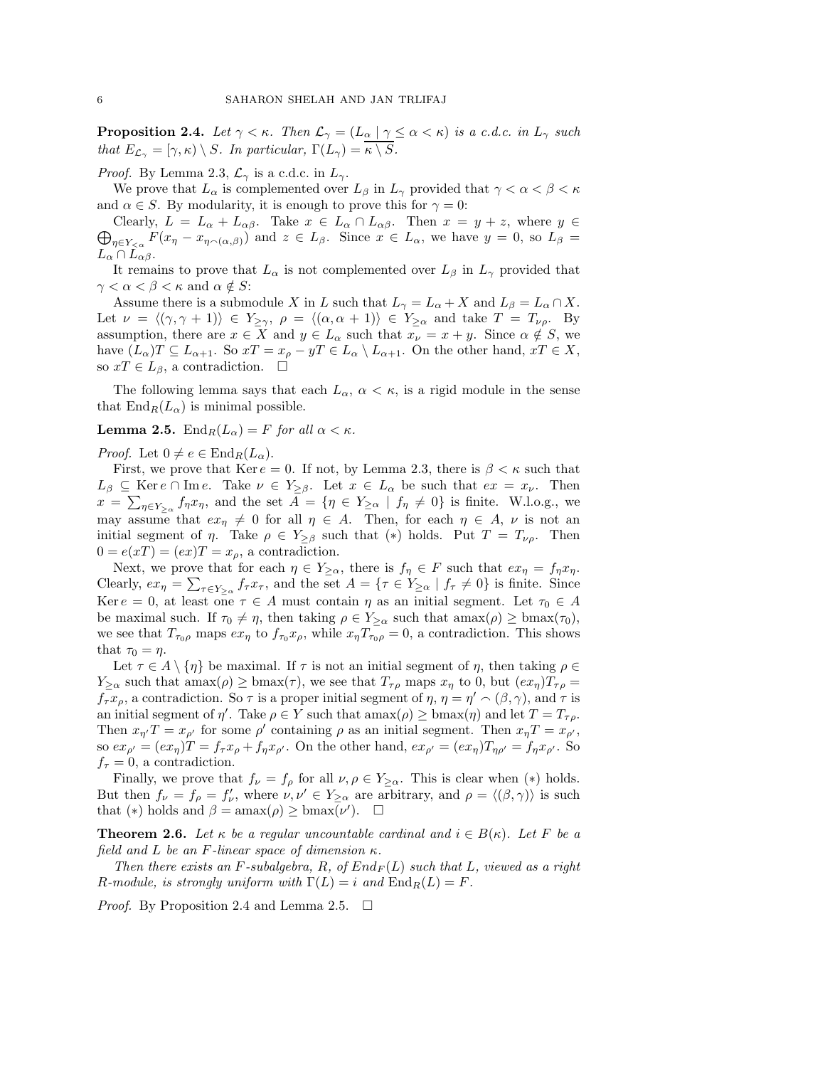**Proposition 2.4.** *Let $\gamma < \kappa$. Then $\mathcal{L}_\gamma = (L_\alpha \mid \gamma \leq \alpha < \kappa)$ is a c.d.c. in $L_\gamma$ such that $E_{\mathcal{L}_\gamma} = [\gamma, \kappa) \setminus S$. In particular, $\Gamma(L_\gamma) = \overline{\kappa \setminus S}$.*

*Proof.* By Lemma 2.3, $\mathcal{L}_\gamma$ is a c.d.c. in $L_\gamma$.

We prove that $L_\alpha$ is complemented over $L_\beta$ in $L_\gamma$ provided that $\gamma < \alpha < \beta < \kappa$ and $\alpha \in S$. By modularity, it is enough to prove this for $\gamma = 0$:

Clearly, $L = L_\alpha + L_{\alpha\beta}$. Take $x \in L_\alpha \cap L_{\alpha\beta}$. Then $x = y + z$, where $y \in \bigoplus_{\eta \in Y_{<\alpha}} F(x_\eta - x_{\eta \frown (\alpha,\beta)})$ and $z \in L_\beta$. Since $x \in L_\alpha$, we have $y = 0$, so $L_\beta = L_\alpha \cap L_{\alpha\beta}$.

It remains to prove that $L_\alpha$ is not complemented over $L_\beta$ in $L_\gamma$ provided that $\gamma < \alpha < \beta < \kappa$ and $\alpha \notin S$:

Assume there is a submodule $X$ in $L$ such that $L_\gamma = L_\alpha + X$ and $L_\beta = L_\alpha \cap X$. Let $\nu = \langle(\gamma, \gamma + 1)\rangle \in Y_{\geq\gamma}$, $\rho = \langle(\alpha, \alpha + 1)\rangle \in Y_{\geq\alpha}$ and take $T = T_{\nu\rho}$. By assumption, there are $x \in X$ and $y \in L_\alpha$ such that $x_\nu = x + y$. Since $\alpha \notin S$, we have $(L_\alpha)T \subseteq L_{\alpha+1}$. So $xT = x_\rho - yT \in L_\alpha \setminus L_{\alpha+1}$. On the other hand, $xT \in X$, so $xT \in L_\beta$, a contradiction. $\square$

The following lemma says that each $L_\alpha$, $\alpha < \kappa$, is a rigid module in the sense that $\mathrm{End}_R(L_\alpha)$ is minimal possible.

**Lemma 2.5.** $\mathrm{End}_R(L_\alpha) = F$ *for all* $\alpha < \kappa$.

*Proof.* Let $0 \neq e \in \mathrm{End}_R(L_\alpha)$.

First, we prove that $\mathrm{Ker}\, e = 0$. If not, by Lemma 2.3, there is $\beta < \kappa$ such that $L_\beta \subseteq \mathrm{Ker}\, e \cap \mathrm{Im}\, e$. Take $\nu \in Y_{\geq\beta}$. Let $x \in L_\alpha$ be such that $ex = x_\nu$. Then $x = \sum_{\eta \in Y_{\geq\alpha}} f_\eta x_\eta$, and the set $A = \{\eta \in Y_{\geq\alpha} \mid f_\eta \neq 0\}$ is finite. W.l.o.g., we may assume that $ex_\eta \neq 0$ for all $\eta \in A$. Then, for each $\eta \in A$, $\nu$ is not an initial segment of $\eta$. Take $\rho \in Y_{\geq\beta}$ such that $(*)$ holds. Put $T = T_{\nu\rho}$. Then $0 = e(xT) = (ex)T = x_\rho$, a contradiction.

Next, we prove that for each $\eta \in Y_{\geq\alpha}$, there is $f_\eta \in F$ such that $ex_\eta = f_\eta x_\eta$. Clearly, $ex_\eta = \sum_{\tau \in Y_{\geq\alpha}} f_\tau x_\tau$, and the set $A = \{\tau \in Y_{\geq\alpha} \mid f_\tau \neq 0\}$ is finite. Since $\mathrm{Ker}\, e = 0$, at least one $\tau \in A$ must contain $\eta$ as an initial segment. Let $\tau_0 \in A$ be maximal such. If $\tau_0 \neq \eta$, then taking $\rho \in Y_{\geq\alpha}$ such that $\mathrm{amax}(\rho) \geq \mathrm{bmax}(\tau_0)$, we see that $T_{\tau_0\rho}$ maps $ex_\eta$ to $f_{\tau_0} x_\rho$, while $x_\eta T_{\tau_0\rho} = 0$, a contradiction. This shows that $\tau_0 = \eta$.

Let $\tau \in A \setminus \{\eta\}$ be maximal. If $\tau$ is not an initial segment of $\eta$, then taking $\rho \in Y_{\geq\alpha}$ such that $\mathrm{amax}(\rho) \geq \mathrm{bmax}(\tau)$, we see that $T_{\tau\rho}$ maps $x_\eta$ to 0, but $(ex_\eta)T_{\tau\rho} = f_\tau x_\rho$, a contradiction. So $\tau$ is a proper initial segment of $\eta$, $\eta = \eta' \frown (\beta, \gamma)$, and $\tau$ is an initial segment of $\eta'$. Take $\rho \in Y$ such that $\mathrm{amax}(\rho) \geq \mathrm{bmax}(\eta)$ and let $T = T_{\tau\rho}$. Then $x_{\eta'} T = x_{\rho'}$ for some $\rho'$ containing $\rho$ as an initial segment. Then $x_\eta T = x_{\rho'}$, so $ex_{\rho'} = (ex_\eta)T = f_\tau x_\rho + f_\eta x_{\rho'}$. On the other hand, $ex_{\rho'} = (ex_\eta)T_{\eta\rho'} = f_\eta x_{\rho'}$. So $f_\tau = 0$, a contradiction.

Finally, we prove that $f_\nu = f_\rho$ for all $\nu, \rho \in Y_{\geq\alpha}$. This is clear when $(*)$ holds. But then $f_\nu = f_\rho = f'_\nu$, where $\nu, \nu' \in Y_{\geq\alpha}$ are arbitrary, and $\rho = \langle(\beta, \gamma)\rangle$ is such that $(*)$ holds and $\beta = \mathrm{amax}(\rho) \geq \mathrm{bmax}(\nu')$. $\square$

**Theorem 2.6.** *Let $\kappa$ be a regular uncountable cardinal and $i \in B(\kappa)$. Let $F$ be a field and $L$ be an $F$-linear space of dimension $\kappa$.*

*Then there exists an $F$-subalgebra, $R$, of $End_F(L)$ such that $L$, viewed as a right $R$-module, is strongly uniform with $\Gamma(L) = i$ and $\mathrm{End}_R(L) = F$.*

*Proof.* By Proposition 2.4 and Lemma 2.5. $\square$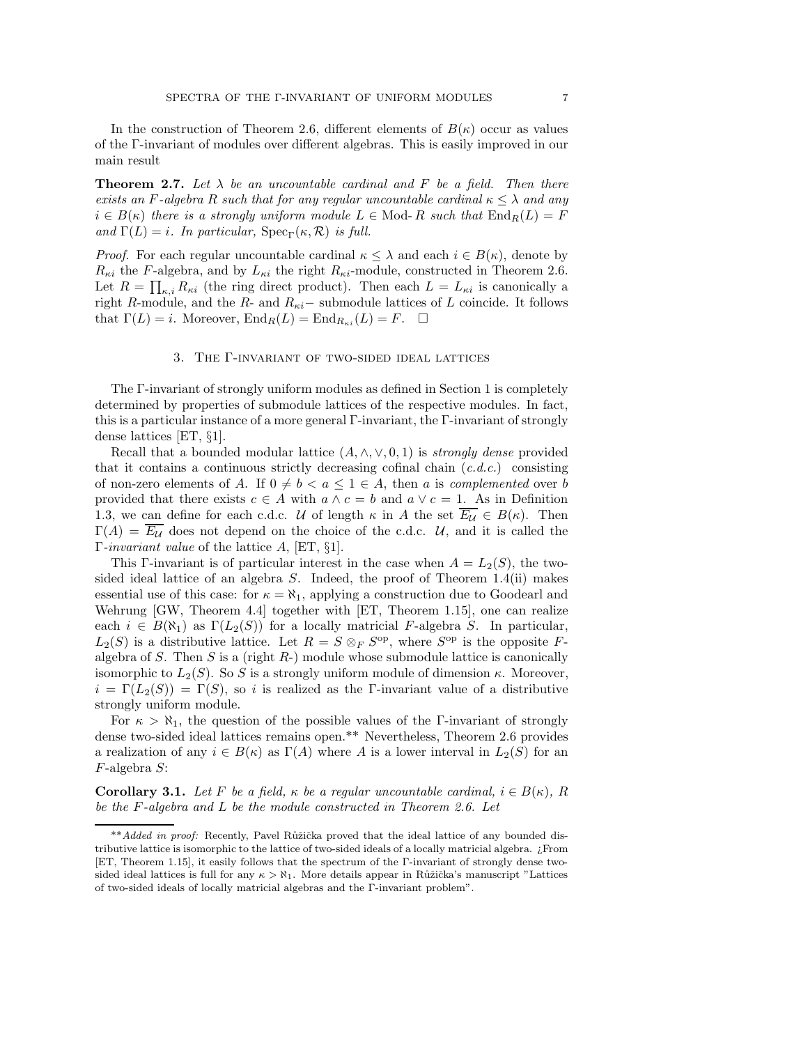In the construction of Theorem 2.6, different elements of $B(\kappa)$ occur as values of the Γ-invariant of modules over different algebras. This is easily improved in our main result

**Theorem 2.7.** *Let $\lambda$ be an uncountable cardinal and $F$ be a field. Then there exists an $F$-algebra $R$ such that for any regular uncountable cardinal $\kappa \leq \lambda$ and any $i \in B(\kappa)$ there is a strongly uniform module $L \in \text{Mod-}R$ such that $\text{End}_R(L) = F$ and $\Gamma(L) = i$. In particular, $\text{Spec}_\Gamma(\kappa, \mathcal{R})$ is full.*

*Proof.* For each regular uncountable cardinal $\kappa \leq \lambda$ and each $i \in B(\kappa)$, denote by $R_{\kappa i}$ the $F$-algebra, and by $L_{\kappa i}$ the right $R_{\kappa i}$-module, constructed in Theorem 2.6. Let $R = \prod_{\kappa, i} R_{\kappa i}$ (the ring direct product). Then each $L = L_{\kappa i}$ is canonically a right $R$-module, and the $R$- and $R_{\kappa i}$− submodule lattices of $L$ coincide. It follows that $\Gamma(L) = i$. Moreover, $\text{End}_R(L) = \text{End}_{R_{\kappa i}}(L) = F$. □

## 3. The Γ-invariant of two-sided ideal lattices

The Γ-invariant of strongly uniform modules as defined in Section 1 is completely determined by properties of submodule lattices of the respective modules. In fact, this is a particular instance of a more general Γ-invariant, the Γ-invariant of strongly dense lattices [ET, §1].

Recall that a bounded modular lattice $(A, \wedge, \vee, 0, 1)$ is *strongly dense* provided that it contains a continuous strictly decreasing cofinal chain (*c.d.c.*) consisting of non-zero elements of $A$. If $0 \neq b < a \leq 1 \in A$, then $a$ is *complemented* over $b$ provided that there exists $c \in A$ with $a \wedge c = b$ and $a \vee c = 1$. As in Definition 1.3, we can define for each c.d.c. $\mathcal{U}$ of length $\kappa$ in $A$ the set $\overline{E_{\mathcal{U}}} \in B(\kappa)$. Then $\Gamma(A) = \overline{E_{\mathcal{U}}}$ does not depend on the choice of the c.d.c. $\mathcal{U}$, and it is called the *Γ-invariant value* of the lattice $A$, [ET, §1].

This Γ-invariant is of particular interest in the case when $A = L_2(S)$, the two-sided ideal lattice of an algebra $S$. Indeed, the proof of Theorem 1.4(ii) makes essential use of this case: for $\kappa = \aleph_1$, applying a construction due to Goodearl and Wehrung [GW, Theorem 4.4] together with [ET, Theorem 1.15], one can realize each $i \in B(\aleph_1)$ as $\Gamma(L_2(S))$ for a locally matricial $F$-algebra $S$. In particular, $L_2(S)$ is a distributive lattice. Let $R = S \otimes_F S^{\text{op}}$, where $S^{\text{op}}$ is the opposite $F$-algebra of $S$. Then $S$ is a (right $R$-) module whose submodule lattice is canonically isomorphic to $L_2(S)$. So $S$ is a strongly uniform module of dimension $\kappa$. Moreover, $i = \Gamma(L_2(S)) = \Gamma(S)$, so $i$ is realized as the Γ-invariant value of a distributive strongly uniform module.

For $\kappa > \aleph_1$, the question of the possible values of the Γ-invariant of strongly dense two-sided ideal lattices remains open.** Nevertheless, Theorem 2.6 provides a realization of any $i \in B(\kappa)$ as $\Gamma(A)$ where $A$ is a lower interval in $L_2(S)$ for an $F$-algebra $S$:

**Corollary 3.1.** *Let $F$ be a field, $\kappa$ be a regular uncountable cardinal, $i \in B(\kappa)$, $R$ be the $F$-algebra and $L$ be the module constructed in Theorem 2.6. Let*

---

** *Added in proof:* Recently, Pavel Růžička proved that the ideal lattice of any bounded distributive lattice is isomorphic to the lattice of two-sided ideals of a locally matricial algebra. ¿From [ET, Theorem 1.15], it easily follows that the spectrum of the Γ-invariant of strongly dense two-sided ideal lattices is full for any $\kappa > \aleph_1$. More details appear in Růžička's manuscript "Lattices of two-sided ideals of locally matricial algebras and the Γ-invariant problem".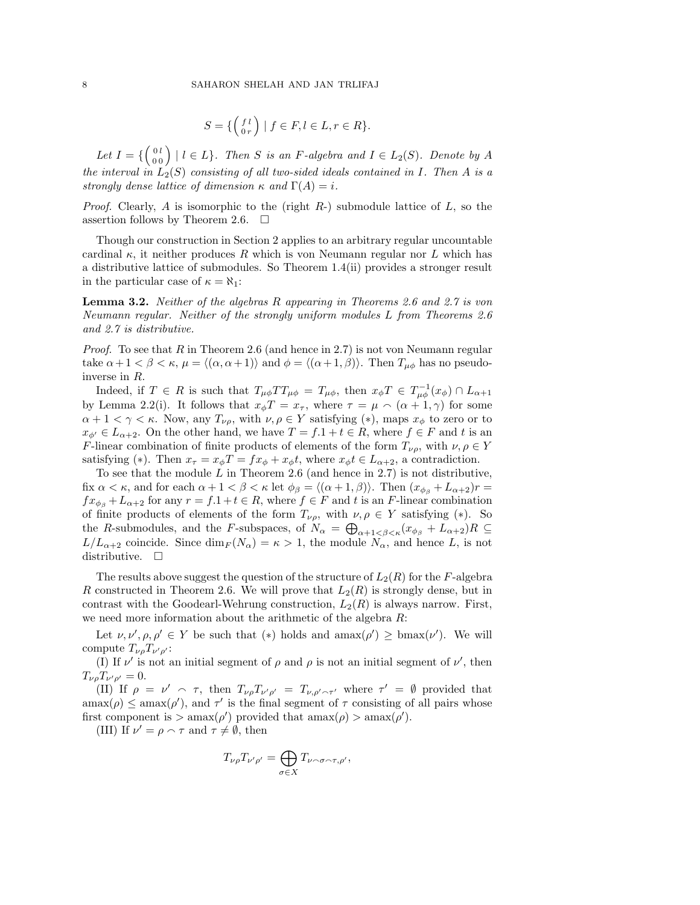$$S = \{ \left( \begin{smallmatrix} f & l \\ 0 & r \end{smallmatrix} \right) \mid f \in F, l \in L, r \in R \}.$$

*Let $I = \{ \left( \begin{smallmatrix} 0 & l \\ 0 & 0 \end{smallmatrix} \right) \mid l \in L \}$. Then $S$ is an $F$-algebra and $I \in L_2(S)$. Denote by $A$ the interval in $L_2(S)$ consisting of all two-sided ideals contained in $I$. Then $A$ is a strongly dense lattice of dimension $\kappa$ and $\Gamma(A) = i$.*

*Proof.* Clearly, $A$ is isomorphic to the (right $R$-) submodule lattice of $L$, so the assertion follows by Theorem 2.6. □

Though our construction in Section 2 applies to an arbitrary regular uncountable cardinal $\kappa$, it neither produces $R$ which is von Neumann regular nor $L$ which has a distributive lattice of submodules. So Theorem 1.4(ii) provides a stronger result in the particular case of $\kappa = \aleph_1$:

**Lemma 3.2.** *Neither of the algebras $R$ appearing in Theorems 2.6 and 2.7 is von Neumann regular. Neither of the strongly uniform modules $L$ from Theorems 2.6 and 2.7 is distributive.*

*Proof.* To see that $R$ in Theorem 2.6 (and hence in 2.7) is not von Neumann regular take $\alpha + 1 < \beta < \kappa$, $\mu = \langle (\alpha, \alpha+1) \rangle$ and $\phi = \langle (\alpha+1, \beta) \rangle$. Then $T_{\mu\phi}$ has no pseudo-inverse in $R$.

Indeed, if $T \in R$ is such that $T_{\mu\phi} T T_{\mu\phi} = T_{\mu\phi}$, then $x_\phi T \in T_{\mu\phi}^{-1}(x_\phi) \cap L_{\alpha+1}$ by Lemma 2.2(i). It follows that $x_\phi T = x_\tau$, where $\tau = \mu \frown (\alpha+1, \gamma)$ for some $\alpha + 1 < \gamma < \kappa$. Now, any $T_{\nu\rho}$, with $\nu, \rho \in Y$ satisfying $(*)$, maps $x_\phi$ to zero or to $x_{\phi'} \in L_{\alpha+2}$. On the other hand, we have $T = f.1 + t \in R$, where $f \in F$ and $t$ is an $F$-linear combination of finite products of elements of the form $T_{\nu\rho}$, with $\nu, \rho \in Y$ satisfying $(*)$. Then $x_\tau = x_\phi T = f x_\phi + x_\phi t$, where $x_\phi t \in L_{\alpha+2}$, a contradiction.

To see that the module $L$ in Theorem 2.6 (and hence in 2.7) is not distributive, fix $\alpha < \kappa$, and for each $\alpha + 1 < \beta < \kappa$ let $\phi_\beta = \langle (\alpha+1, \beta) \rangle$. Then $(x_{\phi_\beta} + L_{\alpha+2}) r = f x_{\phi_\beta} + L_{\alpha+2}$ for any $r = f.1 + t \in R$, where $f \in F$ and $t$ is an $F$-linear combination of finite products of elements of the form $T_{\nu\rho}$, with $\nu, \rho \in Y$ satisfying $(*)$. So the $R$-submodules, and the $F$-subspaces, of $N_\alpha = \bigoplus_{\alpha+1<\beta<\kappa} (x_{\phi_\beta} + L_{\alpha+2}) R \subseteq L/L_{\alpha+2}$ coincide. Since $\dim_F(N_\alpha) = \kappa > 1$, the module $N_\alpha$, and hence $L$, is not distributive. □

The results above suggest the question of the structure of $L_2(R)$ for the $F$-algebra $R$ constructed in Theorem 2.6. We will prove that $L_2(R)$ is strongly dense, but in contrast with the Goodearl-Wehrung construction, $L_2(R)$ is always narrow. First, we need more information about the arithmetic of the algebra $R$:

Let $\nu, \nu', \rho, \rho' \in Y$ be such that $(*)$ holds and $\mathrm{amax}(\rho') \geq \mathrm{bmax}(\nu')$. We will compute $T_{\nu\rho} T_{\nu'\rho'}$:

(I) If $\nu'$ is not an initial segment of $\rho$ and $\rho$ is not an initial segment of $\nu'$, then $T_{\nu\rho} T_{\nu'\rho'} = 0$.

(II) If $\rho = \nu' \frown \tau$, then $T_{\nu\rho} T_{\nu'\rho'} = T_{\nu, \rho' \frown \tau'}$ where $\tau' = \emptyset$ provided that $\mathrm{amax}(\rho) \leq \mathrm{amax}(\rho')$, and $\tau'$ is the final segment of $\tau$ consisting of all pairs whose first component is $> \mathrm{amax}(\rho')$ provided that $\mathrm{amax}(\rho) > \mathrm{amax}(\rho')$.

(III) If $\nu' = \rho \frown \tau$ and $\tau \neq \emptyset$, then

$$T_{\nu\rho} T_{\nu'\rho'} = \bigoplus_{\sigma \in X} T_{\nu \frown \sigma \frown \tau, \rho'},$$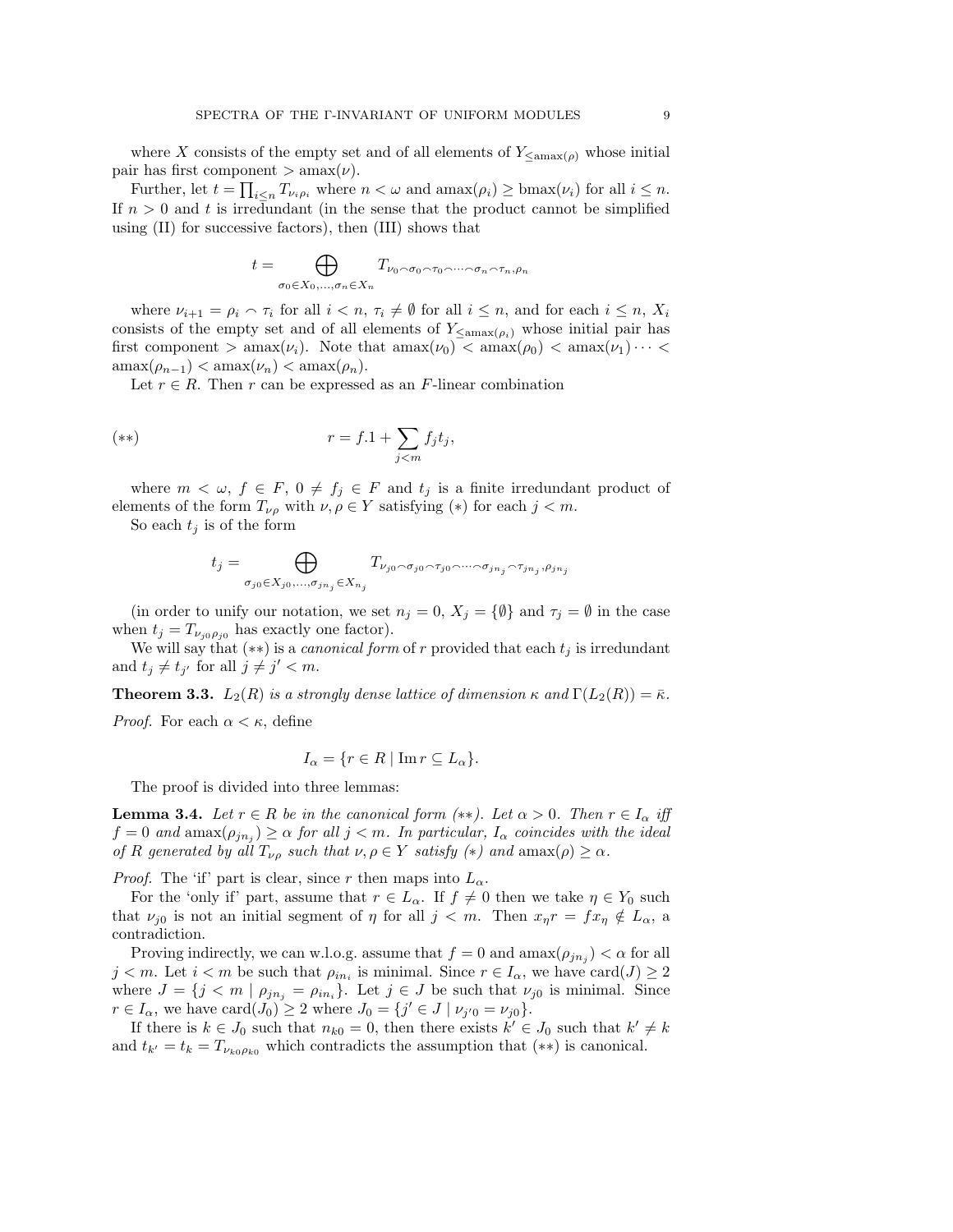where $X$ consists of the empty set and of all elements of $Y_{\leq \operatorname{amax}(\rho)}$ whose initial pair has first component $> \operatorname{amax}(\nu)$.

Further, let $t = \prod_{i \leq n} T_{\nu_i \rho_i}$ where $n < \omega$ and $\operatorname{amax}(\rho_i) \geq \operatorname{bmax}(\nu_i)$ for all $i \leq n$. If $n > 0$ and $t$ is irredundant (in the sense that the product cannot be simplified using (II) for successive factors), then (III) shows that

$$t = \bigoplus_{\sigma_0 \in X_0, \ldots, \sigma_n \in X_n} T_{\nu_0 \frown \sigma_0 \frown \tau_0 \frown \cdots \frown \sigma_n \frown \tau_n, \rho_n}$$

where $\nu_{i+1} = \rho_i \frown \tau_i$ for all $i < n$, $\tau_i \neq \emptyset$ for all $i \leq n$, and for each $i \leq n$, $X_i$ consists of the empty set and of all elements of $Y_{\leq \operatorname{amax}(\rho_i)}$ whose initial pair has first component $> \operatorname{amax}(\nu_i)$. Note that $\operatorname{amax}(\nu_0) < \operatorname{amax}(\rho_0) < \operatorname{amax}(\nu_1) \cdots < \operatorname{amax}(\rho_{n-1}) < \operatorname{amax}(\nu_n) < \operatorname{amax}(\rho_n)$.

Let $r \in R$. Then $r$ can be expressed as an $F$-linear combination

$$(**) \qquad r = f.1 + \sum_{j<m} f_j t_j,$$

where $m < \omega$, $f \in F$, $0 \neq f_j \in F$ and $t_j$ is a finite irredundant product of elements of the form $T_{\nu\rho}$ with $\nu, \rho \in Y$ satisfying $(*)$ for each $j < m$.

So each $t_j$ is of the form

$$t_j = \bigoplus_{\sigma_{j0} \in X_{j0}, \ldots, \sigma_{jn_j} \in X_{n_j}} T_{\nu_{j0} \frown \sigma_{j0} \frown \tau_{j0} \frown \cdots \frown \sigma_{jn_j} \frown \tau_{jn_j}, \rho_{jn_j}}$$

(in order to unify our notation, we set $n_j = 0$, $X_j = \{\emptyset\}$ and $\tau_j = \emptyset$ in the case when $t_j = T_{\nu_{j0}\rho_{j0}}$ has exactly one factor).

We will say that $(**)$ is a *canonical form* of $r$ provided that each $t_j$ is irredundant and $t_j \neq t_{j'}$ for all $j \neq j' < m$.

**Theorem 3.3.** *$L_2(R)$ is a strongly dense lattice of dimension $\kappa$ and $\Gamma(L_2(R)) = \bar{\kappa}$.*

*Proof.* For each $\alpha < \kappa$, define

$$I_\alpha = \{r \in R \mid \operatorname{Im} r \subseteq L_\alpha\}.$$

The proof is divided into three lemmas:

**Lemma 3.4.** *Let $r \in R$ be in the canonical form $(**)$. Let $\alpha > 0$. Then $r \in I_\alpha$ iff $f = 0$ and $\operatorname{amax}(\rho_{jn_j}) \geq \alpha$ for all $j < m$. In particular, $I_\alpha$ coincides with the ideal of $R$ generated by all $T_{\nu\rho}$ such that $\nu, \rho \in Y$ satisfy $(*)$ and $\operatorname{amax}(\rho) \geq \alpha$.*

*Proof.* The 'if' part is clear, since $r$ then maps into $L_\alpha$.

For the 'only if' part, assume that $r \in L_\alpha$. If $f \neq 0$ then we take $\eta \in Y_0$ such that $\nu_{j0}$ is not an initial segment of $\eta$ for all $j < m$. Then $x_\eta r = f x_\eta \notin L_\alpha$, a contradiction.

Proving indirectly, we can w.l.o.g. assume that $f = 0$ and $\operatorname{amax}(\rho_{jn_j}) < \alpha$ for all $j < m$. Let $i < m$ be such that $\rho_{in_i}$ is minimal. Since $r \in I_\alpha$, we have $\operatorname{card}(J) \geq 2$ where $J = \{j < m \mid \rho_{jn_j} = \rho_{in_i}\}$. Let $j \in J$ be such that $\nu_{j0}$ is minimal. Since $r \in I_\alpha$, we have $\operatorname{card}(J_0) \geq 2$ where $J_0 = \{j' \in J \mid \nu_{j'0} = \nu_{j0}\}$.

If there is $k \in J_0$ such that $n_{k0} = 0$, then there exists $k' \in J_0$ such that $k' \neq k$ and $t_{k'} = t_k = T_{\nu_{k0}\rho_{k0}}$ which contradicts the assumption that $(**)$ is canonical.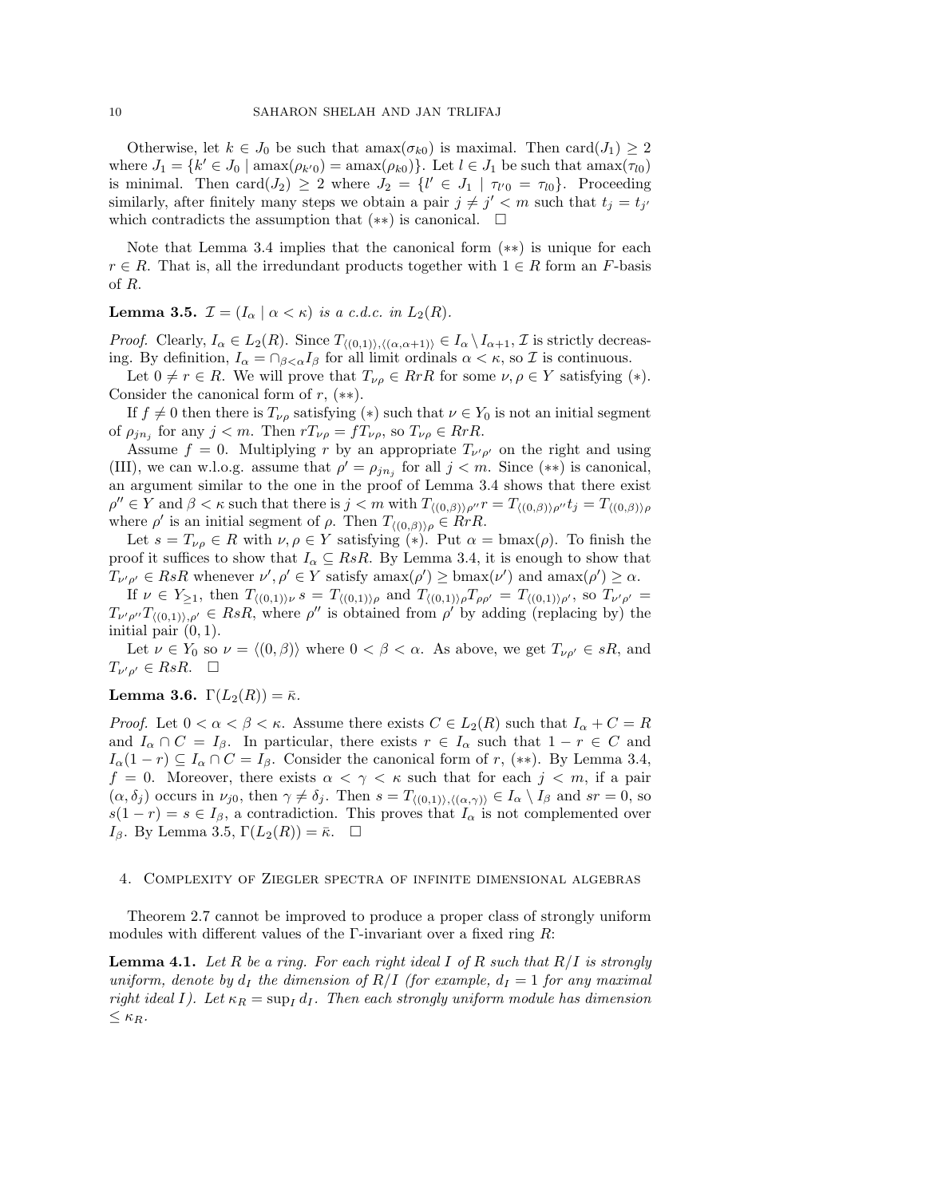Otherwise, let $k \in J_0$ be such that $\mathrm{amax}(\sigma_{k0})$ is maximal. Then $\mathrm{card}(J_1) \geq 2$ where $J_1 = \{k' \in J_0 \mid \mathrm{amax}(\rho_{k'0}) = \mathrm{amax}(\rho_{k0})\}$. Let $l \in J_1$ be such that $\mathrm{amax}(\tau_{l0})$ is minimal. Then $\mathrm{card}(J_2) \geq 2$ where $J_2 = \{l' \in J_1 \mid \tau_{l'0} = \tau_{l0}\}$. Proceeding similarly, after finitely many steps we obtain a pair $j \neq j' < m$ such that $t_j = t_{j'}$ which contradicts the assumption that $(**)$ is canonical. $\square$

Note that Lemma 3.4 implies that the canonical form $(**)$ is unique for each $r \in R$. That is, all the irredundant products together with $1 \in R$ form an $F$-basis of $R$.

**Lemma 3.5.** *$\mathcal{I} = (I_\alpha \mid \alpha < \kappa)$ is a c.d.c. in $L_2(R)$.*

*Proof.* Clearly, $I_\alpha \in L_2(R)$. Since $T_{\langle(0,1)\rangle,\langle(\alpha,\alpha+1)\rangle} \in I_\alpha \setminus I_{\alpha+1}$, $\mathcal{I}$ is strictly decreasing. By definition, $I_\alpha = \cap_{\beta<\alpha} I_\beta$ for all limit ordinals $\alpha < \kappa$, so $\mathcal{I}$ is continuous.

Let $0 \neq r \in R$. We will prove that $T_{\nu\rho} \in RrR$ for some $\nu, \rho \in Y$ satisfying $(*)$. Consider the canonical form of $r$, $(**)$.

If $f \neq 0$ then there is $T_{\nu\rho}$ satisfying $(*)$ such that $\nu \in Y_0$ is not an initial segment of $\rho_{jn_j}$ for any $j < m$. Then $rT_{\nu\rho} = fT_{\nu\rho}$, so $T_{\nu\rho} \in RrR$.

Assume $f = 0$. Multiplying $r$ by an appropriate $T_{\nu'\rho'}$ on the right and using (III), we can w.l.o.g. assume that $\rho' = \rho_{jn_j}$ for all $j < m$. Since $(**)$ is canonical, an argument similar to the one in the proof of Lemma 3.4 shows that there exist $\rho'' \in Y$ and $\beta < \kappa$ such that there is $j < m$ with $T_{\langle(0,\beta)\rangle\rho''} r = T_{\langle(0,\beta)\rangle\rho''} t_j = T_{\langle(0,\beta)\rangle\rho}$ where $\rho'$ is an initial segment of $\rho$. Then $T_{\langle(0,\beta)\rangle\rho} \in RrR$.

Let $s = T_{\nu\rho} \in R$ with $\nu, \rho \in Y$ satisfying $(*)$. Put $\alpha = \mathrm{bmax}(\rho)$. To finish the proof it suffices to show that $I_\alpha \subseteq RsR$. By Lemma 3.4, it is enough to show that $T_{\nu'\rho'} \in RsR$ whenever $\nu', \rho' \in Y$ satisfy $\mathrm{amax}(\rho') \geq \mathrm{bmax}(\nu')$ and $\mathrm{amax}(\rho') \geq \alpha$.

If $\nu \in Y_{\geq 1}$, then $T_{\langle(0,1)\rangle\nu}\, s = T_{\langle(0,1)\rangle\rho}$ and $T_{\langle(0,1)\rangle\rho} T_{\rho\rho'} = T_{\langle(0,1)\rangle\rho'}$, so $T_{\nu'\rho'} = T_{\nu'\rho''} T_{\langle(0,1)\rangle,\rho'} \in RsR$, where $\rho''$ is obtained from $\rho'$ by adding (replacing by) the initial pair $(0,1)$.

Let $\nu \in Y_0$ so $\nu = \langle(0,\beta)\rangle$ where $0 < \beta < \alpha$. As above, we get $T_{\nu\rho'} \in sR$, and $T_{\nu'\rho'} \in RsR$. $\square$

**Lemma 3.6.** *$\Gamma(L_2(R)) = \bar{\kappa}$.*

*Proof.* Let $0 < \alpha < \beta < \kappa$. Assume there exists $C \in L_2(R)$ such that $I_\alpha + C = R$ and $I_\alpha \cap C = I_\beta$. In particular, there exists $r \in I_\alpha$ such that $1 - r \in C$ and $I_\alpha(1 - r) \subseteq I_\alpha \cap C = I_\beta$. Consider the canonical form of $r$, $(**)$. By Lemma 3.4, $f = 0$. Moreover, there exists $\alpha < \gamma < \kappa$ such that for each $j < m$, if a pair $(\alpha, \delta_j)$ occurs in $\nu_{j0}$, then $\gamma \neq \delta_j$. Then $s = T_{\langle(0,1)\rangle,\langle(\alpha,\gamma)\rangle} \in I_\alpha \setminus I_\beta$ and $sr = 0$, so $s(1 - r) = s \in I_\beta$, a contradiction. This proves that $I_\alpha$ is not complemented over $I_\beta$. By Lemma 3.5, $\Gamma(L_2(R)) = \bar{\kappa}$. $\square$

## 4. Complexity of Ziegler spectra of infinite dimensional algebras

Theorem 2.7 cannot be improved to produce a proper class of strongly uniform modules with different values of the $\Gamma$-invariant over a fixed ring $R$:

**Lemma 4.1.** *Let $R$ be a ring. For each right ideal $I$ of $R$ such that $R/I$ is strongly uniform, denote by $d_I$ the dimension of $R/I$ (for example, $d_I = 1$ for any maximal right ideal $I$). Let $\kappa_R = \sup_I d_I$. Then each strongly uniform module has dimension $\leq \kappa_R$.*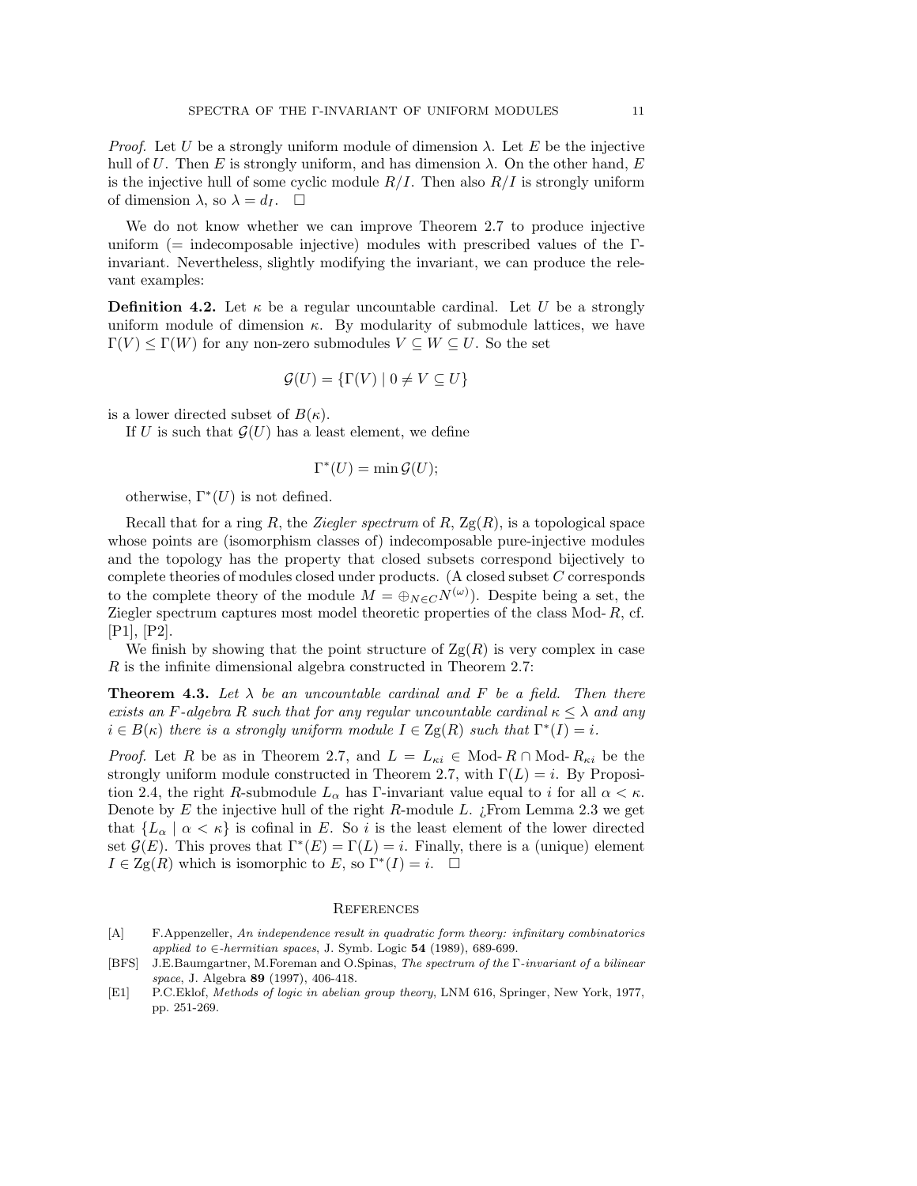*Proof.* Let $U$ be a strongly uniform module of dimension $\lambda$. Let $E$ be the injective hull of $U$. Then $E$ is strongly uniform, and has dimension $\lambda$. On the other hand, $E$ is the injective hull of some cyclic module $R/I$. Then also $R/I$ is strongly uniform of dimension $\lambda$, so $\lambda = d_I$. $\square$

We do not know whether we can improve Theorem 2.7 to produce injective uniform (= indecomposable injective) modules with prescribed values of the $\Gamma$-invariant. Nevertheless, slightly modifying the invariant, we can produce the relevant examples:

**Definition 4.2.** Let $\kappa$ be a regular uncountable cardinal. Let $U$ be a strongly uniform module of dimension $\kappa$. By modularity of submodule lattices, we have $\Gamma(V) \leq \Gamma(W)$ for any non-zero submodules $V \subseteq W \subseteq U$. So the set

$$\mathcal{G}(U) = \{\Gamma(V) \mid 0 \neq V \subseteq U\}$$

is a lower directed subset of $B(\kappa)$.

If $U$ is such that $\mathcal{G}(U)$ has a least element, we define

$$\Gamma^*(U) = \min \mathcal{G}(U);$$

otherwise, $\Gamma^*(U)$ is not defined.

Recall that for a ring $R$, the *Ziegler spectrum* of $R$, $\mathrm{Zg}(R)$, is a topological space whose points are (isomorphism classes of) indecomposable pure-injective modules and the topology has the property that closed subsets correspond bijectively to complete theories of modules closed under products. (A closed subset $C$ corresponds to the complete theory of the module $M = \oplus_{N \in C} N^{(\omega)}$). Despite being a set, the Ziegler spectrum captures most model theoretic properties of the class Mod-$R$, cf. [P1], [P2].

We finish by showing that the point structure of $\mathrm{Zg}(R)$ is very complex in case $R$ is the infinite dimensional algebra constructed in Theorem 2.7:

**Theorem 4.3.** *Let $\lambda$ be an uncountable cardinal and $F$ be a field. Then there exists an $F$-algebra $R$ such that for any regular uncountable cardinal $\kappa \leq \lambda$ and any $i \in B(\kappa)$ there is a strongly uniform module $I \in \mathrm{Zg}(R)$ such that $\Gamma^*(I) = i$.*

*Proof.* Let $R$ be as in Theorem 2.7, and $L = L_{\kappa i} \in$ Mod-$R \cap$ Mod-$R_{\kappa i}$ be the strongly uniform module constructed in Theorem 2.7, with $\Gamma(L) = i$. By Proposition 2.4, the right $R$-submodule $L_\alpha$ has $\Gamma$-invariant value equal to $i$ for all $\alpha < \kappa$. Denote by $E$ the injective hull of the right $R$-module $L$. ¿From Lemma 2.3 we get that $\{L_\alpha \mid \alpha < \kappa\}$ is cofinal in $E$. So $i$ is the least element of the lower directed set $\mathcal{G}(E)$. This proves that $\Gamma^*(E) = \Gamma(L) = i$. Finally, there is a (unique) element $I \in \mathrm{Zg}(R)$ which is isomorphic to $E$, so $\Gamma^*(I) = i$. $\square$

## References

[A] F.Appenzeller, *An independence result in quadratic form theory: infinitary combinatorics applied to $\in$-hermitian spaces*, J. Symb. Logic **54** (1989), 689-699.

[BFS] J.E.Baumgartner, M.Foreman and O.Spinas, *The spectrum of the $\Gamma$-invariant of a bilinear space*, J. Algebra **89** (1997), 406-418.

[E1] P.C.Eklof, *Methods of logic in abelian group theory*, LNM 616, Springer, New York, 1977, pp. 251-269.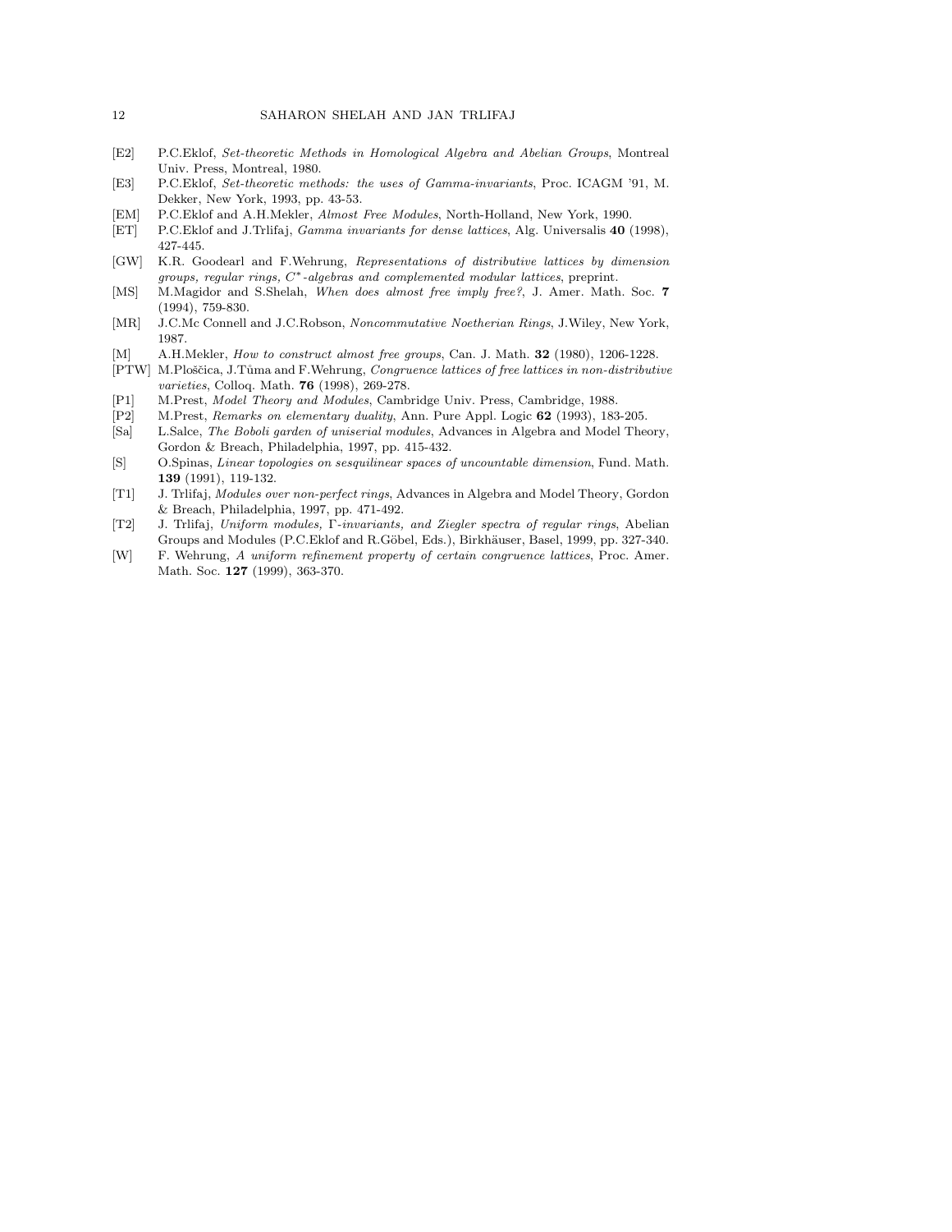[E2] P.C.Eklof, *Set-theoretic Methods in Homological Algebra and Abelian Groups*, Montreal Univ. Press, Montreal, 1980.

[E3] P.C.Eklof, *Set-theoretic methods: the uses of Gamma-invariants*, Proc. ICAGM '91, M. Dekker, New York, 1993, pp. 43-53.

[EM] P.C.Eklof and A.H.Mekler, *Almost Free Modules*, North-Holland, New York, 1990.

[ET] P.C.Eklof and J.Trlifaj, *Gamma invariants for dense lattices*, Alg. Universalis **40** (1998), 427-445.

[GW] K.R. Goodearl and F.Wehrung, *Representations of distributive lattices by dimension groups, regular rings, $C^*$-algebras and complemented modular lattices*, preprint.

[MS] M.Magidor and S.Shelah, *When does almost free imply free?*, J. Amer. Math. Soc. **7** (1994), 759-830.

[MR] J.C.Mc Connell and J.C.Robson, *Noncommutative Noetherian Rings*, J.Wiley, New York, 1987.

[M] A.H.Mekler, *How to construct almost free groups*, Can. J. Math. **32** (1980), 1206-1228.

[PTW] M.Ploščica, J.Tůma and F.Wehrung, *Congruence lattices of free lattices in non-distributive varieties*, Colloq. Math. **76** (1998), 269-278.

[P1] M.Prest, *Model Theory and Modules*, Cambridge Univ. Press, Cambridge, 1988.

[P2] M.Prest, *Remarks on elementary duality*, Ann. Pure Appl. Logic **62** (1993), 183-205.

[Sa] L.Salce, *The Boboli garden of uniserial modules*, Advances in Algebra and Model Theory, Gordon & Breach, Philadelphia, 1997, pp. 415-432.

[S] O.Spinas, *Linear topologies on sesquilinear spaces of uncountable dimension*, Fund. Math. **139** (1991), 119-132.

[T1] J. Trlifaj, *Modules over non-perfect rings*, Advances in Algebra and Model Theory, Gordon & Breach, Philadelphia, 1997, pp. 471-492.

[T2] J. Trlifaj, *Uniform modules, Γ-invariants, and Ziegler spectra of regular rings*, Abelian Groups and Modules (P.C.Eklof and R.Göbel, Eds.), Birkhäuser, Basel, 1999, pp. 327-340.

[W] F. Wehrung, *A uniform refinement property of certain congruence lattices*, Proc. Amer. Math. Soc. **127** (1999), 363-370.